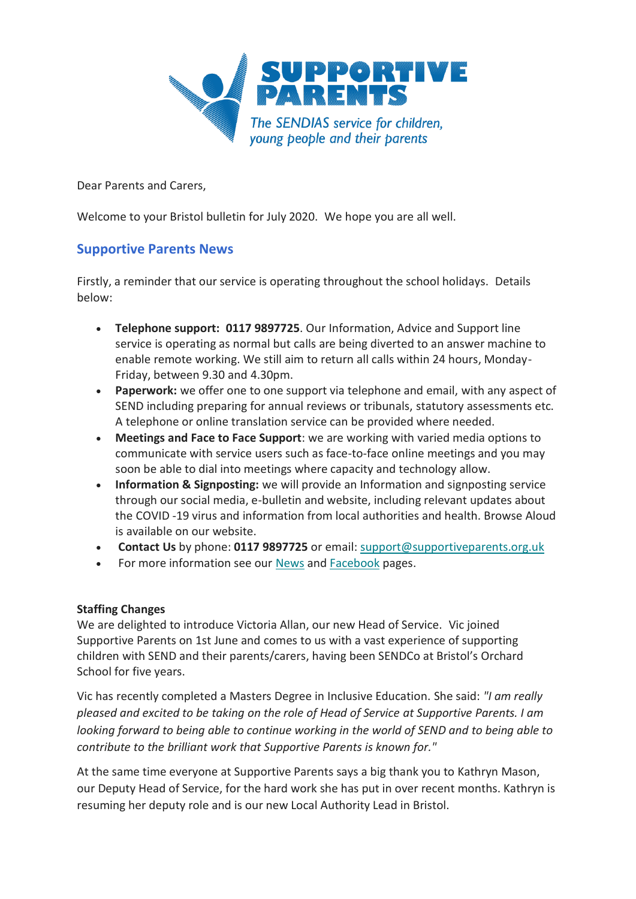SUPPORTIVE PARENTS

*The SENDIAS service for children, young people and their parents*

Dear Parents and Carers,

Welcome to your Bristol bulletin for July 2020. We hope you are all well.

## Supportive Parents News

Firstly, a reminder that our service is operating throughout the school holidays. Details below:

- **Telephone support: 0117 9897725**. Our Information, Advice and Support line service is operating as normal but calls are being diverted to an answer machine to enable remote working. We still aim to return all calls within 24 hours, Monday-Friday, between 9.30 and 4.30pm.
- **Paperwork:** we offer one to one support via telephone and email, with any aspect of SEND including preparing for annual reviews or tribunals, statutory assessments etc. A telephone or online translation service can be provided where needed.
- **Meetings and Face to Face Support**: we are working with varied media options to communicate with service users such as face-to-face online meetings and you may soon be able to dial into meetings where capacity and technology allow.
- **Information & Signposting:** we will provide an Information and signposting service through our social media, e-bulletin and website, including relevant updates about the COVID -19 virus and information from local authorities and health. Browse Aloud is available on our website.
- **Contact Us** by phone: **0117 9897725** or email: support@supportiveparents.org.uk
- For more information see our News and Facebook pages.

**Staffing Changes**

We are delighted to introduce Victoria Allan, our new Head of Service. Vic joined Supportive Parents on 1st June and comes to us with a vast experience of supporting children with SEND and their parents/carers, having been SENDCo at Bristol's Orchard School for five years.

Vic has recently completed a Masters Degree in Inclusive Education. She said: *"I am really pleased and excited to be taking on the role of Head of Service at Supportive Parents. I am looking forward to being able to continue working in the world of SEND and to being able to contribute to the brilliant work that Supportive Parents is known for."*

At the same time everyone at Supportive Parents says a big thank you to Kathryn Mason, our Deputy Head of Service, for the hard work she has put in over recent months. Kathryn is resuming her deputy role and is our new Local Authority Lead in Bristol.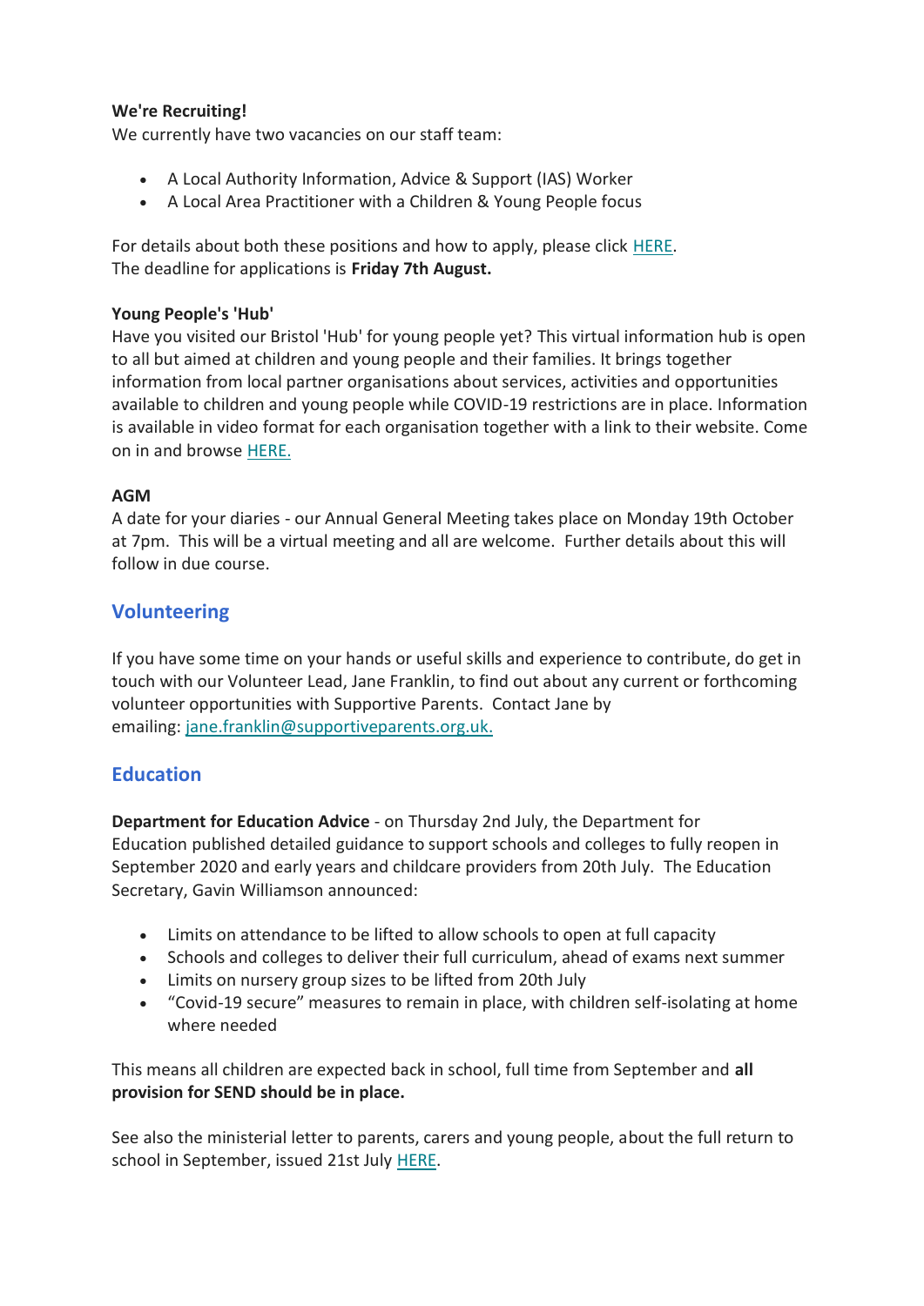**We're Recruiting!**
We currently have two vacancies on our staff team:

- A Local Authority Information, Advice & Support (IAS) Worker
- A Local Area Practitioner with a Children & Young People focus

For details about both these positions and how to apply, please click HERE.
The deadline for applications is **Friday 7th August.**

**Young People's 'Hub'**
Have you visited our Bristol 'Hub' for young people yet? This virtual information hub is open to all but aimed at children and young people and their families. It brings together information from local partner organisations about services, activities and opportunities available to children and young people while COVID-19 restrictions are in place. Information is available in video format for each organisation together with a link to their website. Come on in and browse HERE.

**AGM**
A date for your diaries - our Annual General Meeting takes place on Monday 19th October at 7pm. This will be a virtual meeting and all are welcome. Further details about this will follow in due course.

## Volunteering

If you have some time on your hands or useful skills and experience to contribute, do get in touch with our Volunteer Lead, Jane Franklin, to find out about any current or forthcoming volunteer opportunities with Supportive Parents. Contact Jane by emailing: jane.franklin@supportiveparents.org.uk.

## Education

**Department for Education Advice** - on Thursday 2nd July, the Department for Education published detailed guidance to support schools and colleges to fully reopen in September 2020 and early years and childcare providers from 20th July. The Education Secretary, Gavin Williamson announced:

- Limits on attendance to be lifted to allow schools to open at full capacity
- Schools and colleges to deliver their full curriculum, ahead of exams next summer
- Limits on nursery group sizes to be lifted from 20th July
- "Covid-19 secure" measures to remain in place, with children self-isolating at home where needed

This means all children are expected back in school, full time from September and **all provision for SEND should be in place.**

See also the ministerial letter to parents, carers and young people, about the full return to school in September, issued 21st July HERE.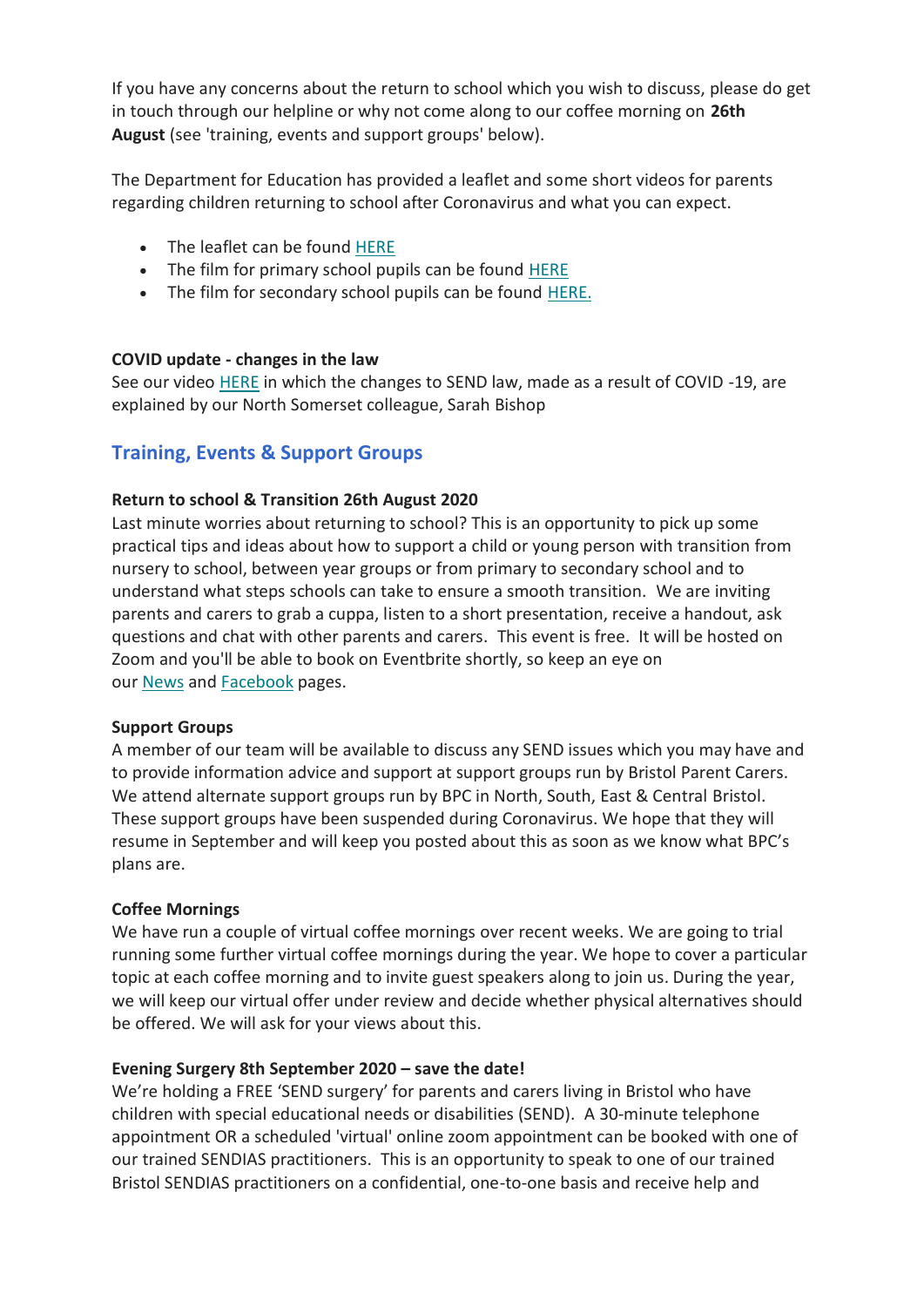If you have any concerns about the return to school which you wish to discuss, please do get in touch through our helpline or why not come along to our coffee morning on **26th August** (see 'training, events and support groups' below).

The Department for Education has provided a leaflet and some short videos for parents regarding children returning to school after Coronavirus and what you can expect.

- The leaflet can be found HERE
- The film for primary school pupils can be found HERE
- The film for secondary school pupils can be found HERE.

**COVID update - changes in the law**
See our video HERE in which the changes to SEND law, made as a result of COVID -19, are explained by our North Somerset colleague, Sarah Bishop

## Training, Events & Support Groups

**Return to school & Transition 26th August 2020**
Last minute worries about returning to school? This is an opportunity to pick up some practical tips and ideas about how to support a child or young person with transition from nursery to school, between year groups or from primary to secondary school and to understand what steps schools can take to ensure a smooth transition. We are inviting parents and carers to grab a cuppa, listen to a short presentation, receive a handout, ask questions and chat with other parents and carers. This event is free. It will be hosted on Zoom and you'll be able to book on Eventbrite shortly, so keep an eye on our News and Facebook pages.

**Support Groups**
A member of our team will be available to discuss any SEND issues which you may have and to provide information advice and support at support groups run by Bristol Parent Carers. We attend alternate support groups run by BPC in North, South, East & Central Bristol. These support groups have been suspended during Coronavirus. We hope that they will resume in September and will keep you posted about this as soon as we know what BPC's plans are.

**Coffee Mornings**
We have run a couple of virtual coffee mornings over recent weeks. We are going to trial running some further virtual coffee mornings during the year. We hope to cover a particular topic at each coffee morning and to invite guest speakers along to join us. During the year, we will keep our virtual offer under review and decide whether physical alternatives should be offered. We will ask for your views about this.

**Evening Surgery 8th September 2020 – save the date!**
We're holding a FREE 'SEND surgery' for parents and carers living in Bristol who have children with special educational needs or disabilities (SEND). A 30-minute telephone appointment OR a scheduled 'virtual' online zoom appointment can be booked with one of our trained SENDIAS practitioners. This is an opportunity to speak to one of our trained Bristol SENDIAS practitioners on a confidential, one-to-one basis and receive help and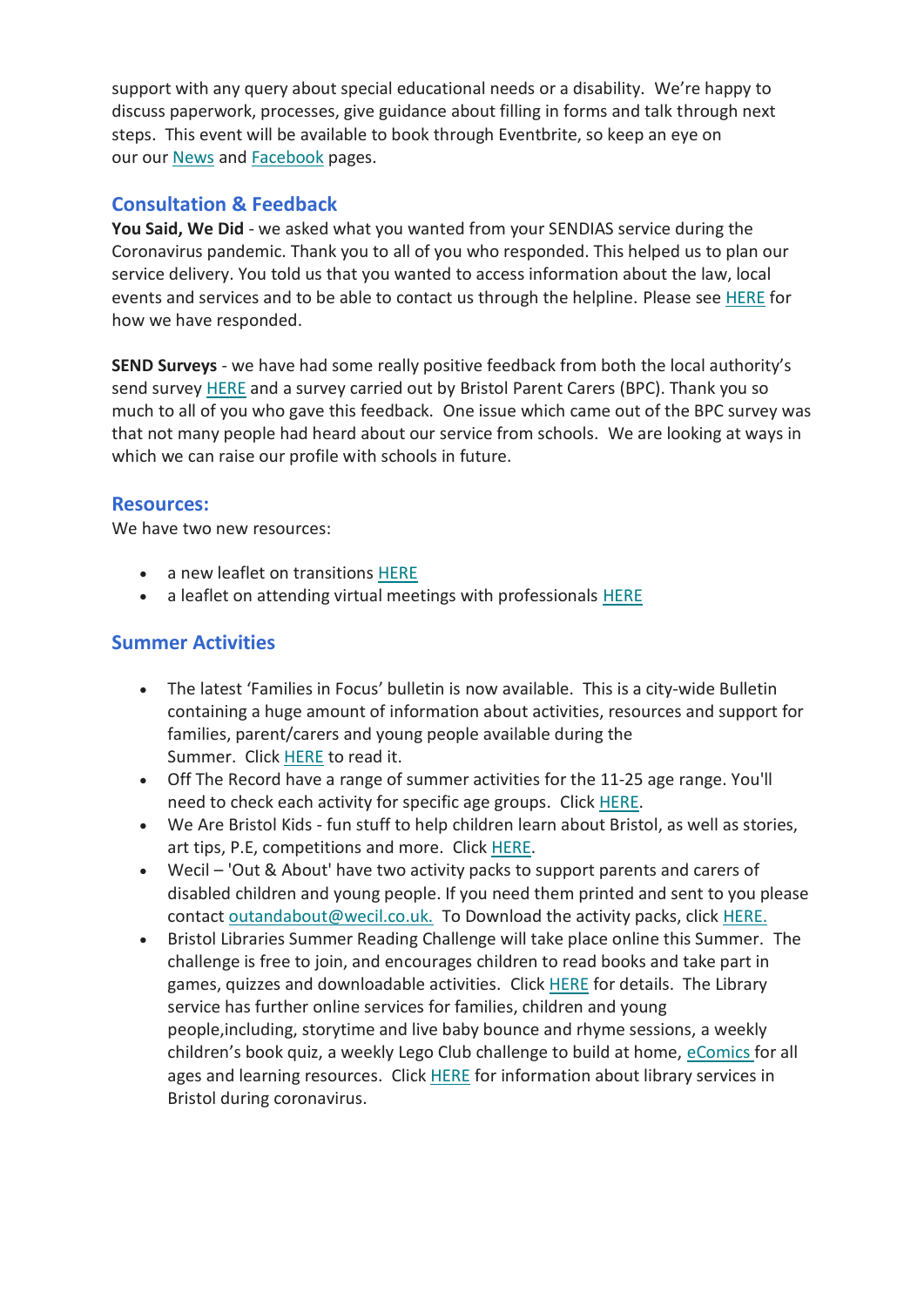support with any query about special educational needs or a disability.  We're happy to discuss paperwork, processes, give guidance about filling in forms and talk through next steps.  This event will be available to book through Eventbrite, so keep an eye on our our News and Facebook pages.

## Consultation & Feedback

**You Said, We Did** - we asked what you wanted from your SENDIAS service during the Coronavirus pandemic. Thank you to all of you who responded. This helped us to plan our service delivery. You told us that you wanted to access information about the law, local events and services and to be able to contact us through the helpline. Please see HERE for how we have responded.

**SEND Surveys** - we have had some really positive feedback from both the local authority's send survey HERE and a survey carried out by Bristol Parent Carers (BPC). Thank you so much to all of you who gave this feedback.  One issue which came out of the BPC survey was that not many people had heard about our service from schools.  We are looking at ways in which we can raise our profile with schools in future.

## Resources:

We have two new resources:

- a new leaflet on transitions HERE
- a leaflet on attending virtual meetings with professionals HERE

## Summer Activities

- The latest 'Families in Focus' bulletin is now available.  This is a city-wide Bulletin containing a huge amount of information about activities, resources and support for families, parent/carers and young people available during the Summer.  Click HERE to read it.
- Off The Record have a range of summer activities for the 11-25 age range. You'll need to check each activity for specific age groups.  Click HERE.
- We Are Bristol Kids - fun stuff to help children learn about Bristol, as well as stories, art tips, P.E, competitions and more.  Click HERE.
- Wecil – 'Out & About' have two activity packs to support parents and carers of disabled children and young people. If you need them printed and sent to you please contact outandabout@wecil.co.uk.  To Download the activity packs, click HERE.
- Bristol Libraries Summer Reading Challenge will take place online this Summer.  The challenge is free to join, and encourages children to read books and take part in games, quizzes and downloadable activities.  Click HERE for details.  The Library service has further online services for families, children and young people,including, storytime and live baby bounce and rhyme sessions, a weekly children's book quiz, a weekly Lego Club challenge to build at home, eComics for all ages and learning resources.  Click HERE for information about library services in Bristol during coronavirus.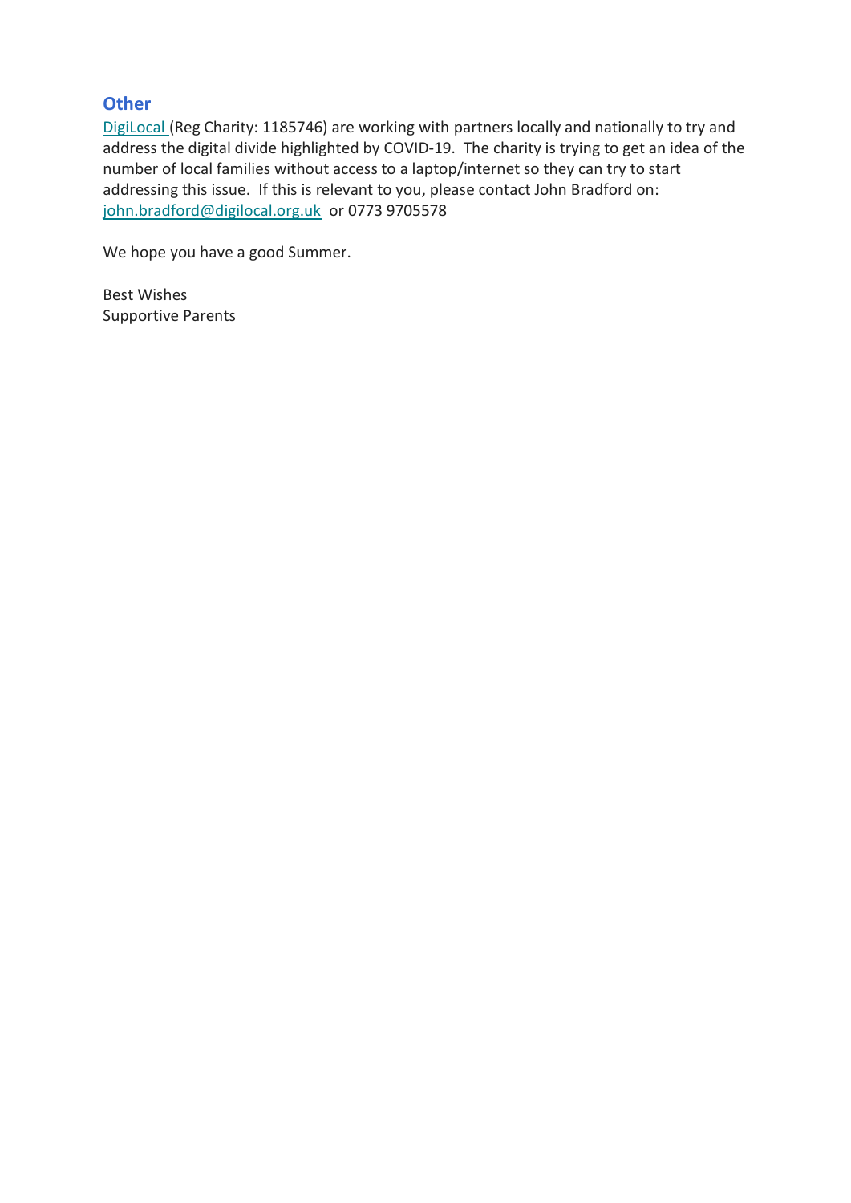## Other

DigiLocal (Reg Charity: 1185746) are working with partners locally and nationally to try and address the digital divide highlighted by COVID-19. The charity is trying to get an idea of the number of local families without access to a laptop/internet so they can try to start addressing this issue. If this is relevant to you, please contact John Bradford on: john.bradford@digilocal.org.uk or 0773 9705578

We hope you have a good Summer.

Best Wishes
Supportive Parents